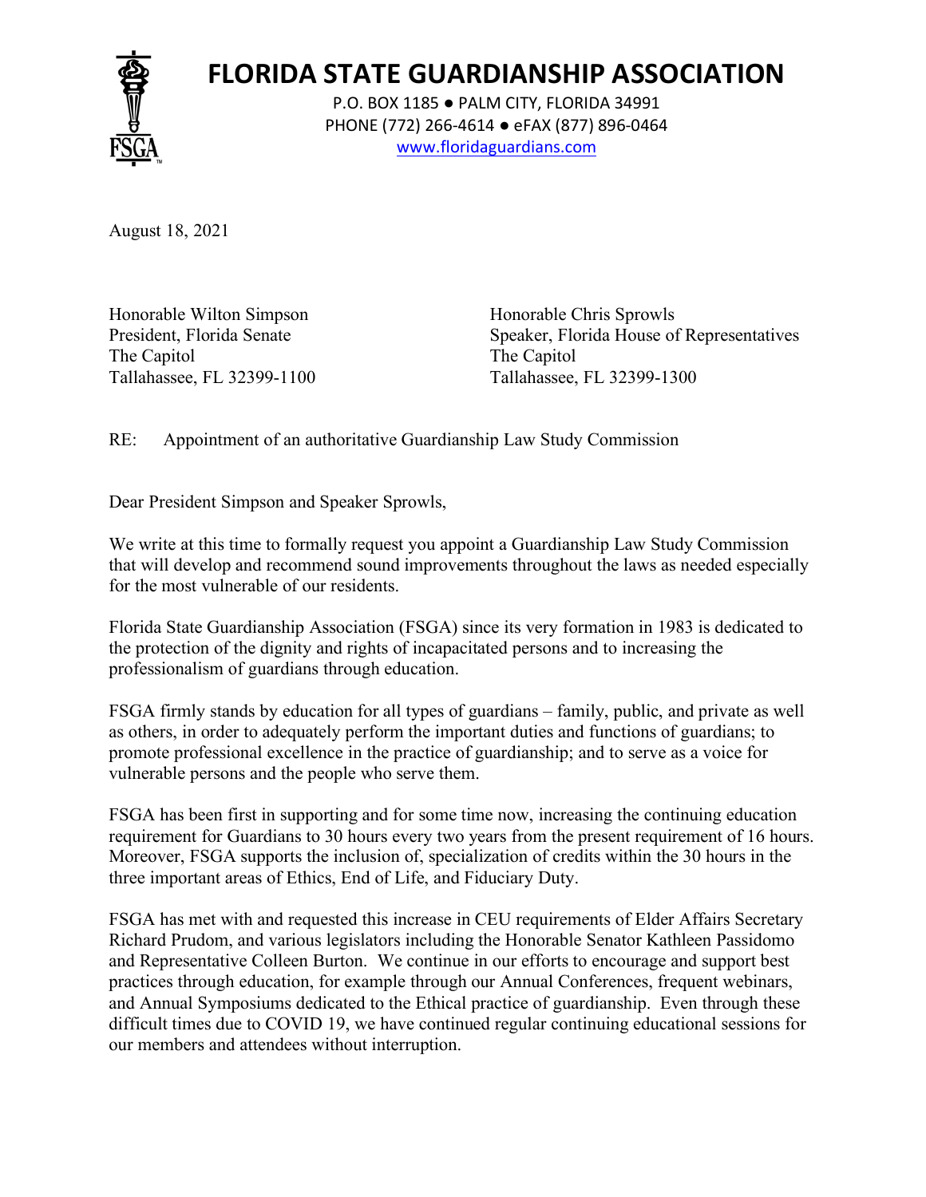# FLORIDA STATE GUARDIANSHIP ASSOCIATION

P.O. BOX 1185 ● PALM CITY, FLORIDA 34991
PHONE (772) 266-4614 ● eFAX (877) 896-0464
www.floridaguardians.com

August 18, 2021

Honorable Wilton Simpson
President, Florida Senate
The Capitol
Tallahassee, FL 32399-1100

Honorable Chris Sprowls
Speaker, Florida House of Representatives
The Capitol
Tallahassee, FL 32399-1300

RE: Appointment of an authoritative Guardianship Law Study Commission

Dear President Simpson and Speaker Sprowls,

We write at this time to formally request you appoint a Guardianship Law Study Commission that will develop and recommend sound improvements throughout the laws as needed especially for the most vulnerable of our residents.

Florida State Guardianship Association (FSGA) since its very formation in 1983 is dedicated to the protection of the dignity and rights of incapacitated persons and to increasing the professionalism of guardians through education.

FSGA firmly stands by education for all types of guardians – family, public, and private as well as others, in order to adequately perform the important duties and functions of guardians; to promote professional excellence in the practice of guardianship; and to serve as a voice for vulnerable persons and the people who serve them.

FSGA has been first in supporting and for some time now, increasing the continuing education requirement for Guardians to 30 hours every two years from the present requirement of 16 hours. Moreover, FSGA supports the inclusion of, specialization of credits within the 30 hours in the three important areas of Ethics, End of Life, and Fiduciary Duty.

FSGA has met with and requested this increase in CEU requirements of Elder Affairs Secretary Richard Prudom, and various legislators including the Honorable Senator Kathleen Passidomo and Representative Colleen Burton. We continue in our efforts to encourage and support best practices through education, for example through our Annual Conferences, frequent webinars, and Annual Symposiums dedicated to the Ethical practice of guardianship. Even through these difficult times due to COVID 19, we have continued regular continuing educational sessions for our members and attendees without interruption.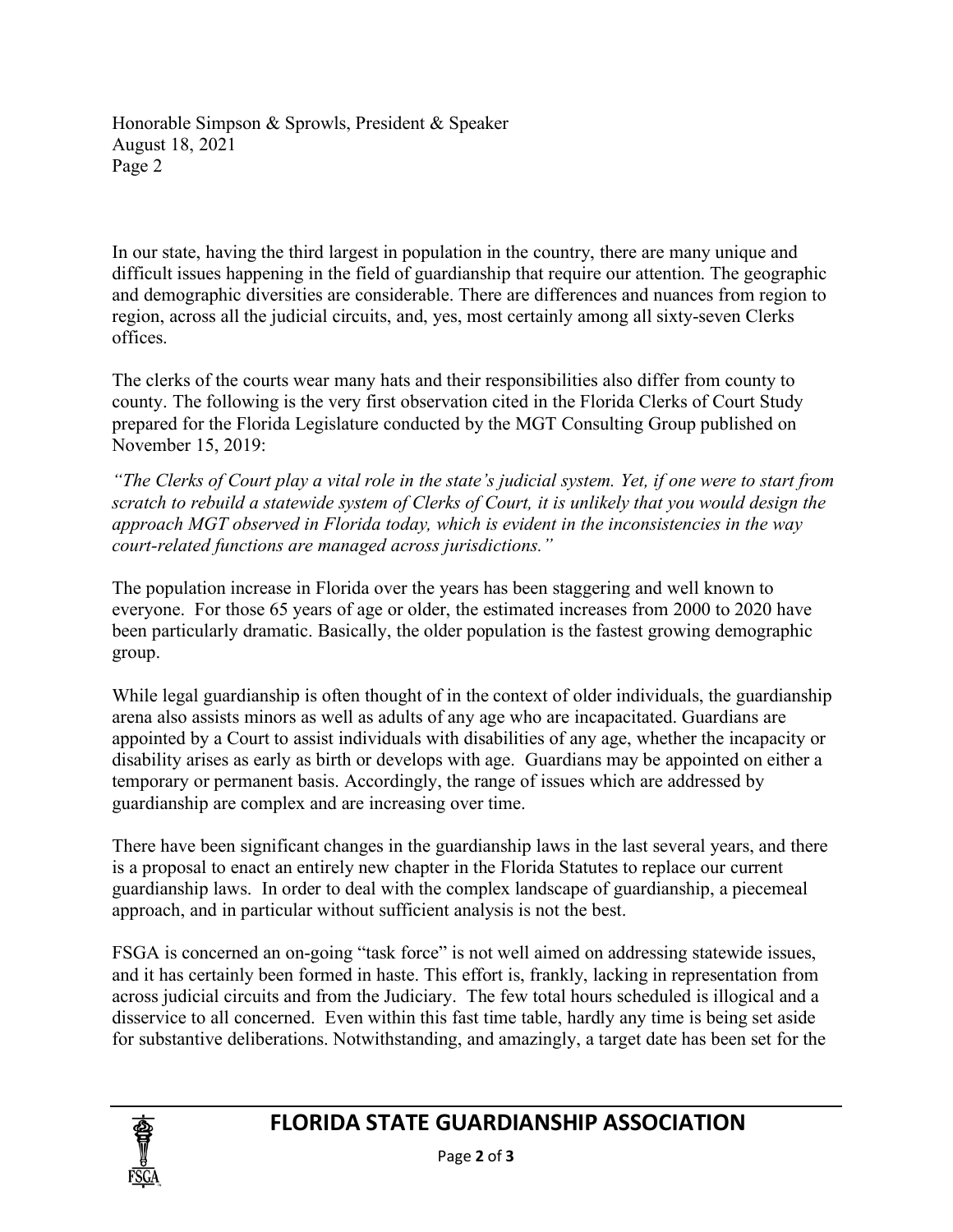In our state, having the third largest in population in the country, there are many unique and difficult issues happening in the field of guardianship that require our attention. The geographic and demographic diversities are considerable. There are differences and nuances from region to region, across all the judicial circuits, and, yes, most certainly among all sixty-seven Clerks offices.

The clerks of the courts wear many hats and their responsibilities also differ from county to county. The following is the very first observation cited in the Florida Clerks of Court Study prepared for the Florida Legislature conducted by the MGT Consulting Group published on November 15, 2019:

*"The Clerks of Court play a vital role in the state's judicial system. Yet, if one were to start from scratch to rebuild a statewide system of Clerks of Court, it is unlikely that you would design the approach MGT observed in Florida today, which is evident in the inconsistencies in the way court-related functions are managed across jurisdictions."*

The population increase in Florida over the years has been staggering and well known to everyone. For those 65 years of age or older, the estimated increases from 2000 to 2020 have been particularly dramatic. Basically, the older population is the fastest growing demographic group.

While legal guardianship is often thought of in the context of older individuals, the guardianship arena also assists minors as well as adults of any age who are incapacitated. Guardians are appointed by a Court to assist individuals with disabilities of any age, whether the incapacity or disability arises as early as birth or develops with age. Guardians may be appointed on either a temporary or permanent basis. Accordingly, the range of issues which are addressed by guardianship are complex and are increasing over time.

There have been significant changes in the guardianship laws in the last several years, and there is a proposal to enact an entirely new chapter in the Florida Statutes to replace our current guardianship laws. In order to deal with the complex landscape of guardianship, a piecemeal approach, and in particular without sufficient analysis is not the best.

FSGA is concerned an on-going "task force" is not well aimed on addressing statewide issues, and it has certainly been formed in haste. This effort is, frankly, lacking in representation from across judicial circuits and from the Judiciary. The few total hours scheduled is illogical and a disservice to all concerned. Even within this fast time table, hardly any time is being set aside for substantive deliberations. Notwithstanding, and amazingly, a target date has been set for the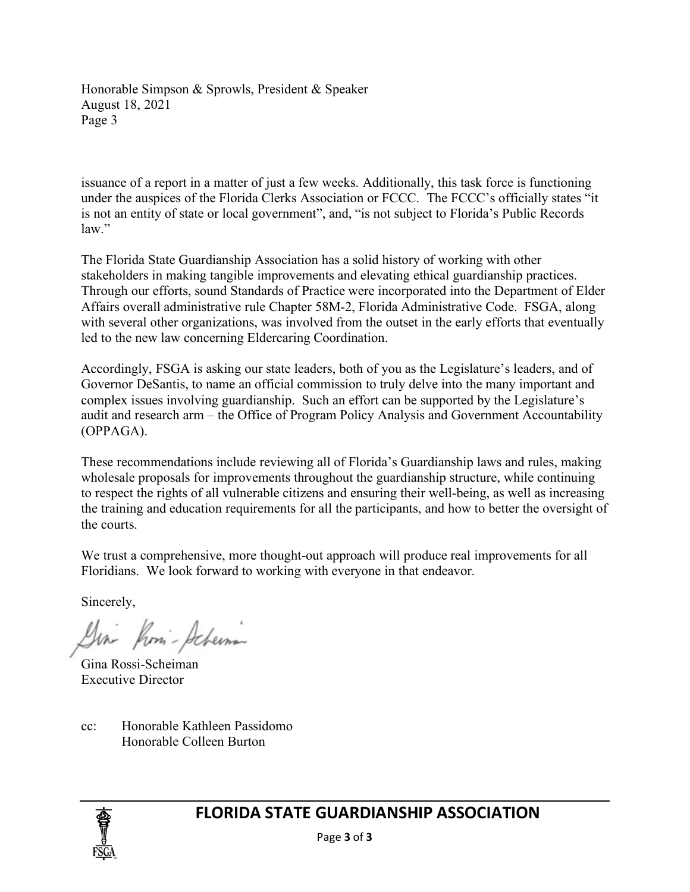issuance of a report in a matter of just a few weeks. Additionally, this task force is functioning under the auspices of the Florida Clerks Association or FCCC. The FCCC's officially states "it is not an entity of state or local government", and, "is not subject to Florida's Public Records law."

The Florida State Guardianship Association has a solid history of working with other stakeholders in making tangible improvements and elevating ethical guardianship practices. Through our efforts, sound Standards of Practice were incorporated into the Department of Elder Affairs overall administrative rule Chapter 58M-2, Florida Administrative Code. FSGA, along with several other organizations, was involved from the outset in the early efforts that eventually led to the new law concerning Eldercaring Coordination.

Accordingly, FSGA is asking our state leaders, both of you as the Legislature's leaders, and of Governor DeSantis, to name an official commission to truly delve into the many important and complex issues involving guardianship. Such an effort can be supported by the Legislature's audit and research arm – the Office of Program Policy Analysis and Government Accountability (OPPAGA).

These recommendations include reviewing all of Florida's Guardianship laws and rules, making wholesale proposals for improvements throughout the guardianship structure, while continuing to respect the rights of all vulnerable citizens and ensuring their well-being, as well as increasing the training and education requirements for all the participants, and how to better the oversight of the courts.

We trust a comprehensive, more thought-out approach will produce real improvements for all Floridians. We look forward to working with everyone in that endeavor.

Sincerely,

Gina Rossi-Scheiman
Executive Director

cc: Honorable Kathleen Passidomo
Honorable Colleen Burton

**FLORIDA STATE GUARDIANSHIP ASSOCIATION**